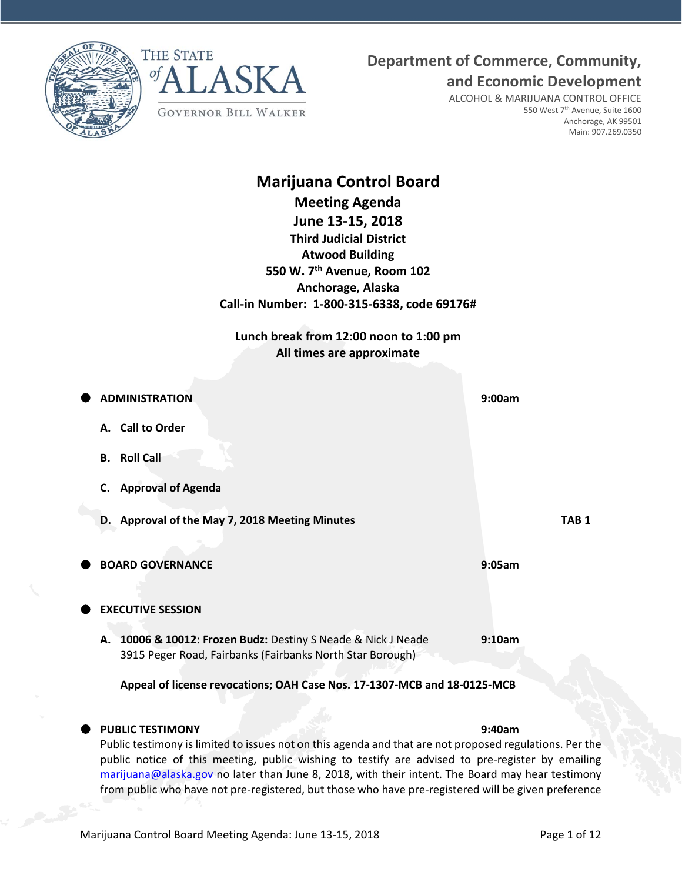THE STATE of ALASKA

GOVERNOR BILL WALKER

**Department of Commerce, Community, and Economic Development**

ALCOHOL & MARIJUANA CONTROL OFFICE
550 West 7th Avenue, Suite 1600
Anchorage, AK 99501
Main: 907.269.0350

# Marijuana Control Board

## Meeting Agenda
## June 13-15, 2018

**Third Judicial District**
**Atwood Building**
**550 W. 7th Avenue, Room 102**
**Anchorage, Alaska**
**Call-in Number: 1-800-315-6338, code 69176#**

**Lunch break from 12:00 noon to 1:00 pm**
**All times are approximate**

- **ADMINISTRATION** — **9:00am**

  **A. Call to Order**

  **B. Roll Call**

  **C. Approval of Agenda**

  **D. Approval of the May 7, 2018 Meeting Minutes** — **TAB 1**

- **BOARD GOVERNANCE** — **9:05am**

- **EXECUTIVE SESSION**

  **A. 10006 & 10012: Frozen Budz:** Destiny S Neade & Nick J Neade — **9:10am**
  3915 Peger Road, Fairbanks (Fairbanks North Star Borough)

  **Appeal of license revocations; OAH Case Nos. 17-1307-MCB and 18-0125-MCB**

- **PUBLIC TESTIMONY** — **9:40am**

  Public testimony is limited to issues not on this agenda and that are not proposed regulations. Per the public notice of this meeting, public wishing to testify are advised to pre-register by emailing marijuana@alaska.gov no later than June 8, 2018, with their intent. The Board may hear testimony from public who have not pre-registered, but those who have pre-registered will be given preference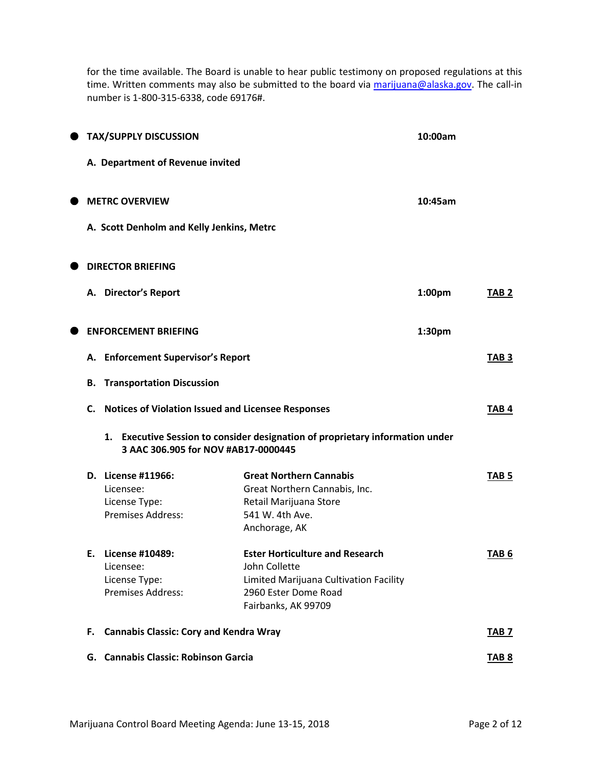for the time available. The Board is unable to hear public testimony on proposed regulations at this time. Written comments may also be submitted to the board via marijuana@alaska.gov. The call-in number is 1-800-315-6338, code 69176#.

- **TAX/SUPPLY DISCUSSION** — **10:00am**

  **A. Department of Revenue invited**

- **METRC OVERVIEW** — **10:45am**

  **A. Scott Denholm and Kelly Jenkins, Metrc**

- **DIRECTOR BRIEFING**

  **A. Director's Report** — **1:00pm** — **TAB 2**

- **ENFORCEMENT BRIEFING** — **1:30pm**

  **A. Enforcement Supervisor's Report** — **TAB 3**

  **B. Transportation Discussion**

  **C. Notices of Violation Issued and Licensee Responses** — **TAB 4**

  **1. Executive Session to consider designation of proprietary information under 3 AAC 306.905 for NOV #AB17-0000445**

  **D. License #11966:** — **TAB 5**

  | | |
  |---|---|
  | | **Great Northern Cannabis** |
  | Licensee: | Great Northern Cannabis, Inc. |
  | License Type: | Retail Marijuana Store |
  | Premises Address: | 541 W. 4th Ave.<br>Anchorage, AK |

  **E. License #10489:** — **TAB 6**

  | | |
  |---|---|
  | | **Ester Horticulture and Research** |
  | Licensee: | John Collette |
  | License Type: | Limited Marijuana Cultivation Facility |
  | Premises Address: | 2960 Ester Dome Road<br>Fairbanks, AK 99709 |

  **F. Cannabis Classic: Cory and Kendra Wray** — **TAB 7**

  **G. Cannabis Classic: Robinson Garcia** — **TAB 8**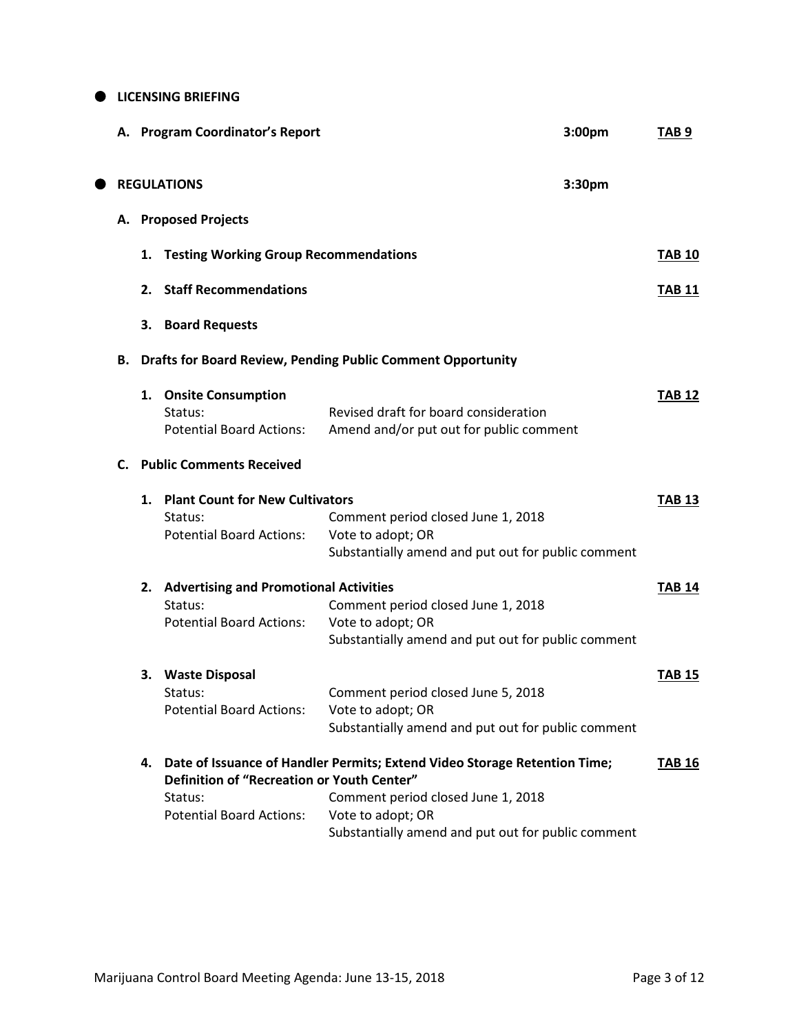## LICENSING BRIEFING

**A. Program Coordinator's Report** — **3:00pm** — **TAB 9**

## REGULATIONS — 3:30pm

### A. Proposed Projects

1. **Testing Working Group Recommendations** — **TAB 10**
2. **Staff Recommendations** — **TAB 11**
3. **Board Requests**

### B. Drafts for Board Review, Pending Public Comment Opportunity

1. **Onsite Consumption** — **TAB 12**
   - Status: Revised draft for board consideration
   - Potential Board Actions: Amend and/or put out for public comment

### C. Public Comments Received

1. **Plant Count for New Cultivators** — **TAB 13**
   - Status: Comment period closed June 1, 2018
   - Potential Board Actions: Vote to adopt; OR Substantially amend and put out for public comment

2. **Advertising and Promotional Activities** — **TAB 14**
   - Status: Comment period closed June 1, 2018
   - Potential Board Actions: Vote to adopt; OR Substantially amend and put out for public comment

3. **Waste Disposal** — **TAB 15**
   - Status: Comment period closed June 5, 2018
   - Potential Board Actions: Vote to adopt; OR Substantially amend and put out for public comment

4. **Date of Issuance of Handler Permits; Extend Video Storage Retention Time; Definition of "Recreation or Youth Center"** — **TAB 16**
   - Status: Comment period closed June 1, 2018
   - Potential Board Actions: Vote to adopt; OR Substantially amend and put out for public comment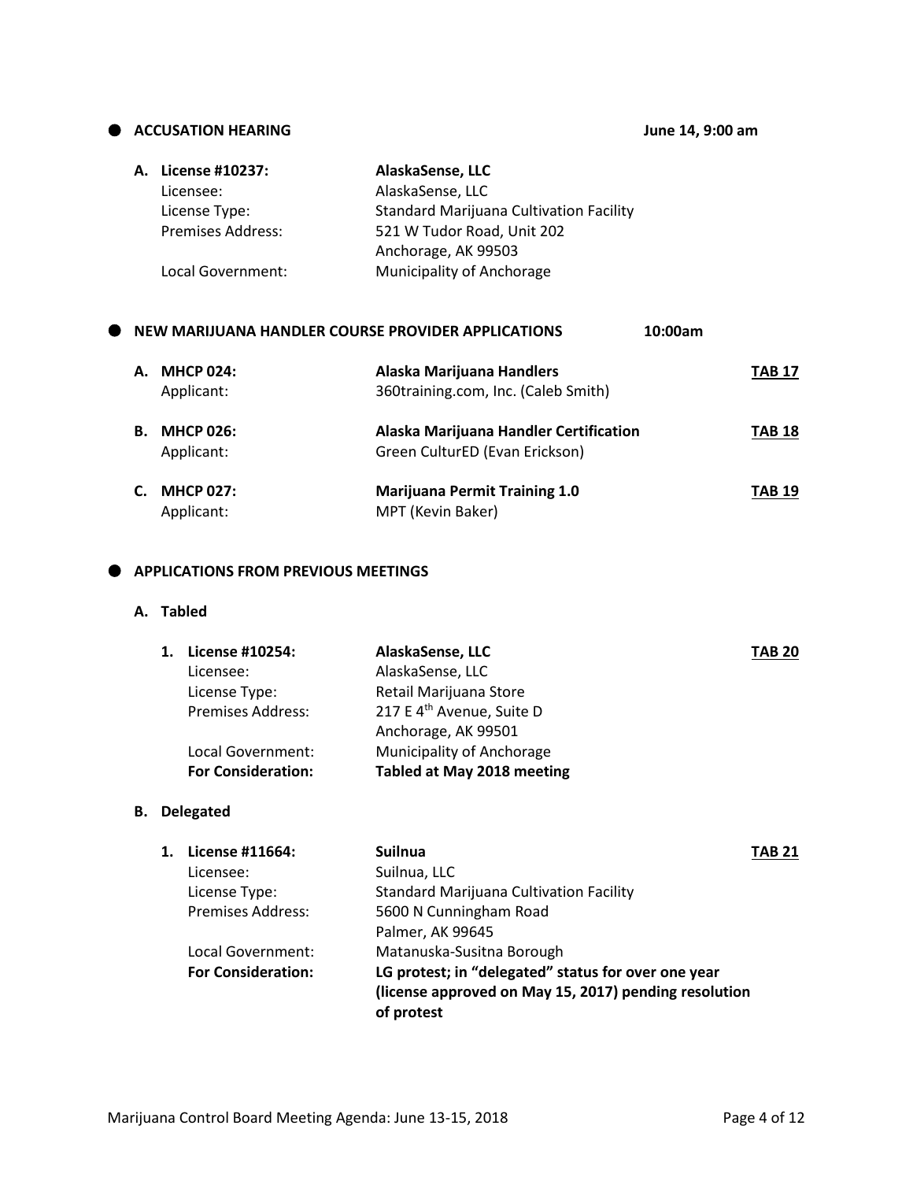## ACCUSATION HEARING — June 14, 9:00 am

**A. License #10237:** **AlaskaSense, LLC**
Licensee: AlaskaSense, LLC
License Type: Standard Marijuana Cultivation Facility
Premises Address: 521 W Tudor Road, Unit 202
Anchorage, AK 99503
Local Government: Municipality of Anchorage

## NEW MARIJUANA HANDLER COURSE PROVIDER APPLICATIONS — 10:00am

**A. MHCP 024:** **Alaska Marijuana Handlers** — **TAB 17**
Applicant: 360training.com, Inc. (Caleb Smith)

**B. MHCP 026:** **Alaska Marijuana Handler Certification** — **TAB 18**
Applicant: Green CulturED (Evan Erickson)

**C. MHCP 027:** **Marijuana Permit Training 1.0** — **TAB 19**
Applicant: MPT (Kevin Baker)

## APPLICATIONS FROM PREVIOUS MEETINGS

### A. Tabled

**1. License #10254:** **AlaskaSense, LLC** — **TAB 20**
Licensee: AlaskaSense, LLC
License Type: Retail Marijuana Store
Premises Address: 217 E 4th Avenue, Suite D
Anchorage, AK 99501
Local Government: Municipality of Anchorage
**For Consideration:** **Tabled at May 2018 meeting**

### B. Delegated

**1. License #11664:** **Suilnua** — **TAB 21**
Licensee: Suilnua, LLC
License Type: Standard Marijuana Cultivation Facility
Premises Address: 5600 N Cunningham Road
Palmer, AK 99645
Local Government: Matanuska-Susitna Borough
**For Consideration:** **LG protest; in "delegated" status for over one year (license approved on May 15, 2017) pending resolution of protest**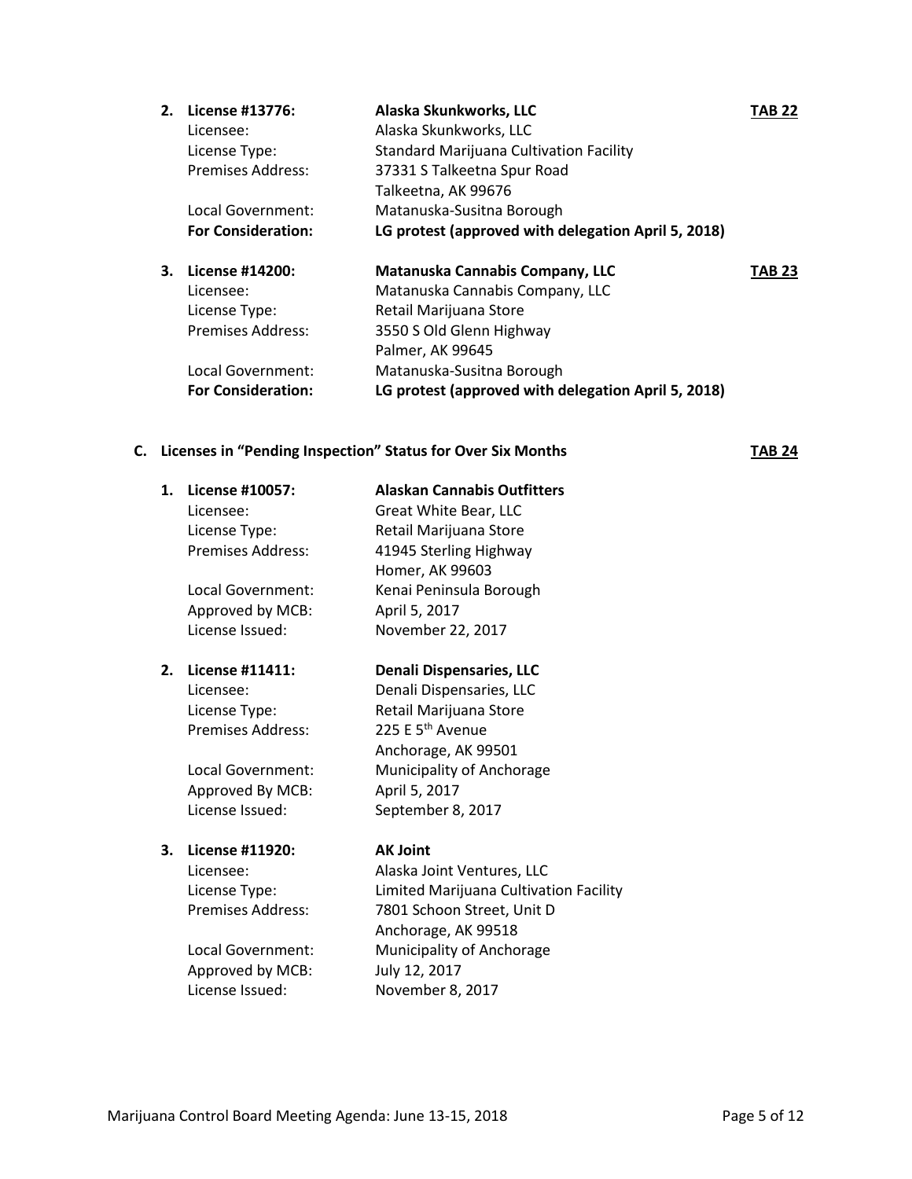2. **License #13776:** **Alaska Skunkworks, LLC** **TAB 22**
   Licensee: Alaska Skunkworks, LLC
   License Type: Standard Marijuana Cultivation Facility
   Premises Address: 37331 S Talkeetna Spur Road
   Talkeetna, AK 99676
   Local Government: Matanuska-Susitna Borough
   **For Consideration:** **LG protest (approved with delegation April 5, 2018)**

3. **License #14200:** **Matanuska Cannabis Company, LLC** **TAB 23**
   Licensee: Matanuska Cannabis Company, LLC
   License Type: Retail Marijuana Store
   Premises Address: 3550 S Old Glenn Highway
   Palmer, AK 99645
   Local Government: Matanuska-Susitna Borough
   **For Consideration:** **LG protest (approved with delegation April 5, 2018)**

**C. Licenses in "Pending Inspection" Status for Over Six Months** **TAB 24**

1. **License #10057:** **Alaskan Cannabis Outfitters**
   Licensee: Great White Bear, LLC
   License Type: Retail Marijuana Store
   Premises Address: 41945 Sterling Highway
   Homer, AK 99603
   Local Government: Kenai Peninsula Borough
   Approved by MCB: April 5, 2017
   License Issued: November 22, 2017

2. **License #11411:** **Denali Dispensaries, LLC**
   Licensee: Denali Dispensaries, LLC
   License Type: Retail Marijuana Store
   Premises Address: 225 E 5th Avenue
   Anchorage, AK 99501
   Local Government: Municipality of Anchorage
   Approved By MCB: April 5, 2017
   License Issued: September 8, 2017

3. **License #11920:** **AK Joint**
   Licensee: Alaska Joint Ventures, LLC
   License Type: Limited Marijuana Cultivation Facility
   Premises Address: 7801 Schoon Street, Unit D
   Anchorage, AK 99518
   Local Government: Municipality of Anchorage
   Approved by MCB: July 12, 2017
   License Issued: November 8, 2017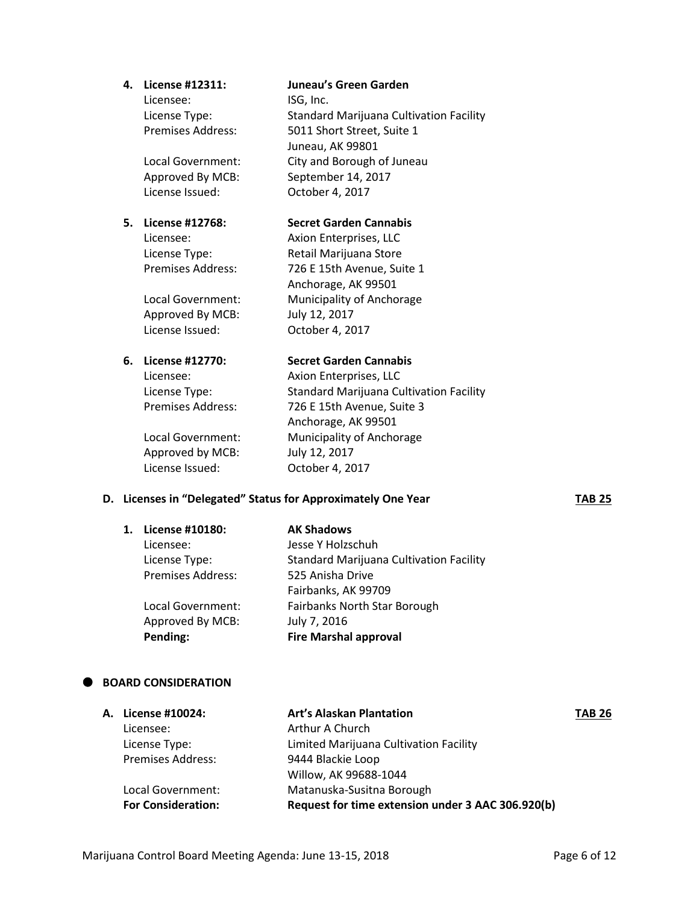4. **License #12311:** **Juneau's Green Garden**
   Licensee: ISG, Inc.
   License Type: Standard Marijuana Cultivation Facility
   Premises Address: 5011 Short Street, Suite 1
   Juneau, AK 99801
   Local Government: City and Borough of Juneau
   Approved By MCB: September 14, 2017
   License Issued: October 4, 2017

5. **License #12768:** **Secret Garden Cannabis**
   Licensee: Axion Enterprises, LLC
   License Type: Retail Marijuana Store
   Premises Address: 726 E 15th Avenue, Suite 1
   Anchorage, AK 99501
   Local Government: Municipality of Anchorage
   Approved By MCB: July 12, 2017
   License Issued: October 4, 2017

6. **License #12770:** **Secret Garden Cannabis**
   Licensee: Axion Enterprises, LLC
   License Type: Standard Marijuana Cultivation Facility
   Premises Address: 726 E 15th Avenue, Suite 3
   Anchorage, AK 99501
   Local Government: Municipality of Anchorage
   Approved by MCB: July 12, 2017
   License Issued: October 4, 2017

**D. Licenses in "Delegated" Status for Approximately One Year** **TAB 25**

1. **License #10180:** **AK Shadows**
   Licensee: Jesse Y Holzschuh
   License Type: Standard Marijuana Cultivation Facility
   Premises Address: 525 Anisha Drive
   Fairbanks, AK 99709
   Local Government: Fairbanks North Star Borough
   Approved By MCB: July 7, 2016
   **Pending:** **Fire Marshal approval**

## BOARD CONSIDERATION

**A. License #10024:** **Art's Alaskan Plantation** **TAB 26**
Licensee: Arthur A Church
License Type: Limited Marijuana Cultivation Facility
Premises Address: 9444 Blackie Loop
Willow, AK 99688-1044
Local Government: Matanuska-Susitna Borough
**For Consideration:** **Request for time extension under 3 AAC 306.920(b)**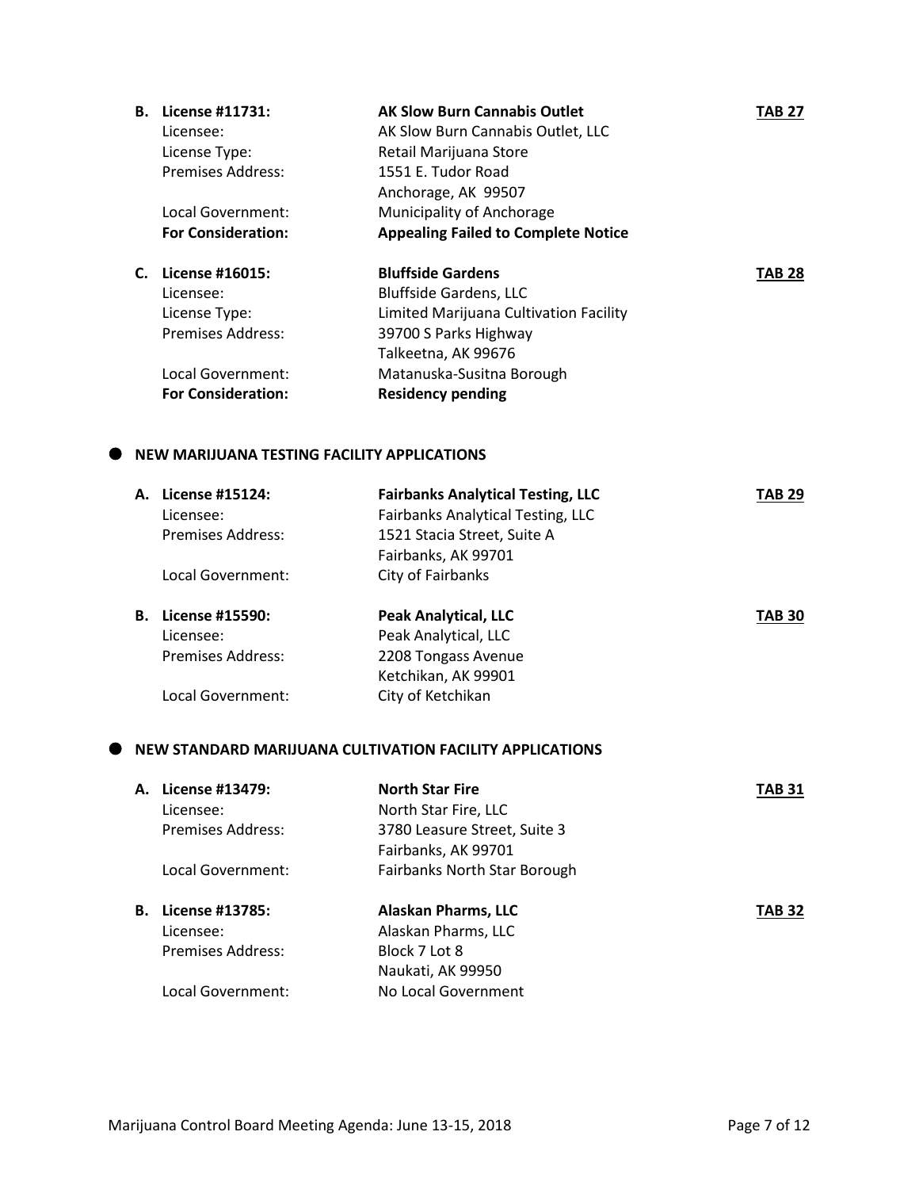**B. License #11731:** **AK Slow Burn Cannabis Outlet** **TAB 27**

Licensee: AK Slow Burn Cannabis Outlet, LLC
License Type: Retail Marijuana Store
Premises Address: 1551 E. Tudor Road
Anchorage, AK 99507
Local Government: Municipality of Anchorage
**For Consideration:** **Appealing Failed to Complete Notice**

**C. License #16015:** **Bluffside Gardens** **TAB 28**

Licensee: Bluffside Gardens, LLC
License Type: Limited Marijuana Cultivation Facility
Premises Address: 39700 S Parks Highway
Talkeetna, AK 99676
Local Government: Matanuska-Susitna Borough
**For Consideration:** **Residency pending**

- **NEW MARIJUANA TESTING FACILITY APPLICATIONS**

**A. License #15124:** **Fairbanks Analytical Testing, LLC** **TAB 29**

Licensee: Fairbanks Analytical Testing, LLC
Premises Address: 1521 Stacia Street, Suite A
Fairbanks, AK 99701
Local Government: City of Fairbanks

**B. License #15590:** **Peak Analytical, LLC** **TAB 30**

Licensee: Peak Analytical, LLC
Premises Address: 2208 Tongass Avenue
Ketchikan, AK 99901
Local Government: City of Ketchikan

- **NEW STANDARD MARIJUANA CULTIVATION FACILITY APPLICATIONS**

**A. License #13479:** **North Star Fire** **TAB 31**

Licensee: North Star Fire, LLC
Premises Address: 3780 Leasure Street, Suite 3
Fairbanks, AK 99701
Local Government: Fairbanks North Star Borough

**B. License #13785:** **Alaskan Pharms, LLC** **TAB 32**

Licensee: Alaskan Pharms, LLC
Premises Address: Block 7 Lot 8
Naukati, AK 99950
Local Government: No Local Government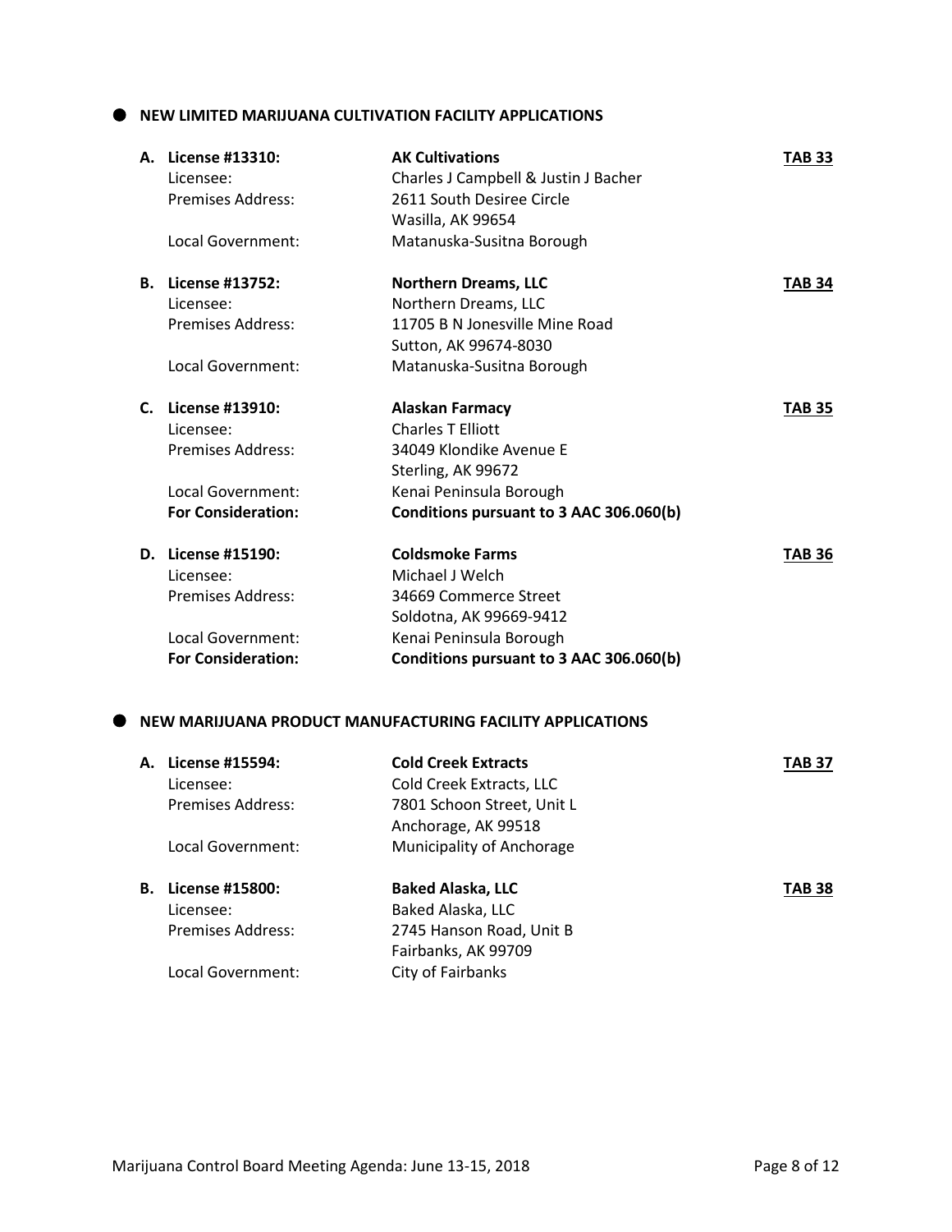## NEW LIMITED MARIJUANA CULTIVATION FACILITY APPLICATIONS

**A. License #13310:** **AK Cultivations** **TAB 33**
Licensee: Charles J Campbell & Justin J Bacher
Premises Address: 2611 South Desiree Circle
Wasilla, AK 99654
Local Government: Matanuska-Susitna Borough

**B. License #13752:** **Northern Dreams, LLC** **TAB 34**
Licensee: Northern Dreams, LLC
Premises Address: 11705 B N Jonesville Mine Road
Sutton, AK 99674-8030
Local Government: Matanuska-Susitna Borough

**C. License #13910:** **Alaskan Farmacy** **TAB 35**
Licensee: Charles T Elliott
Premises Address: 34049 Klondike Avenue E
Sterling, AK 99672
Local Government: Kenai Peninsula Borough
**For Consideration:** **Conditions pursuant to 3 AAC 306.060(b)**

**D. License #15190:** **Coldsmoke Farms** **TAB 36**
Licensee: Michael J Welch
Premises Address: 34669 Commerce Street
Soldotna, AK 99669-9412
Local Government: Kenai Peninsula Borough
**For Consideration:** **Conditions pursuant to 3 AAC 306.060(b)**

## NEW MARIJUANA PRODUCT MANUFACTURING FACILITY APPLICATIONS

**A. License #15594:** **Cold Creek Extracts** **TAB 37**
Licensee: Cold Creek Extracts, LLC
Premises Address: 7801 Schoon Street, Unit L
Anchorage, AK 99518
Local Government: Municipality of Anchorage

**B. License #15800:** **Baked Alaska, LLC** **TAB 38**
Licensee: Baked Alaska, LLC
Premises Address: 2745 Hanson Road, Unit B
Fairbanks, AK 99709
Local Government: City of Fairbanks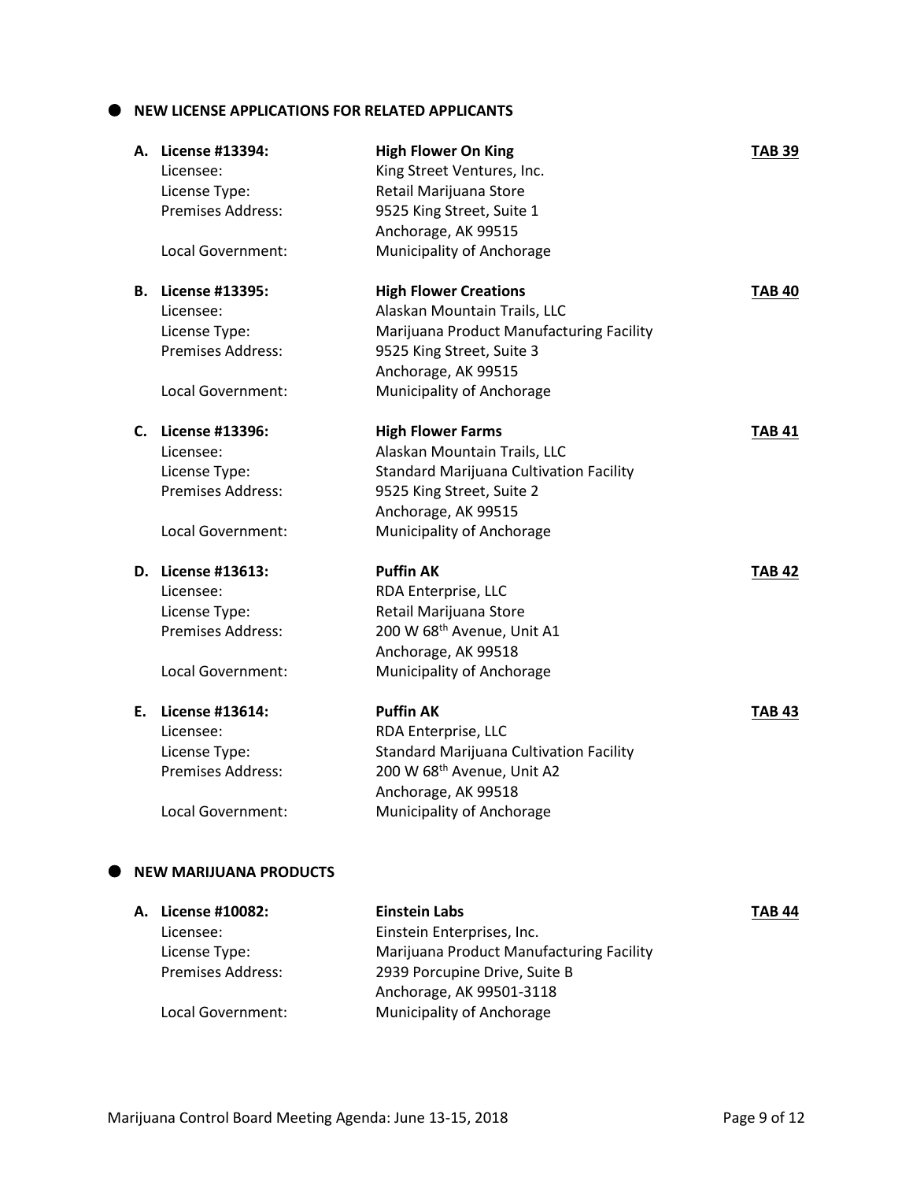## NEW LICENSE APPLICATIONS FOR RELATED APPLICANTS

**A. License #13394:** **High Flower On King** **TAB 39**

Licensee: King Street Ventures, Inc.
License Type: Retail Marijuana Store
Premises Address: 9525 King Street, Suite 1
Anchorage, AK 99515
Local Government: Municipality of Anchorage

**B. License #13395:** **High Flower Creations** **TAB 40**

Licensee: Alaskan Mountain Trails, LLC
License Type: Marijuana Product Manufacturing Facility
Premises Address: 9525 King Street, Suite 3
Anchorage, AK 99515
Local Government: Municipality of Anchorage

**C. License #13396:** **High Flower Farms** **TAB 41**

Licensee: Alaskan Mountain Trails, LLC
License Type: Standard Marijuana Cultivation Facility
Premises Address: 9525 King Street, Suite 2
Anchorage, AK 99515
Local Government: Municipality of Anchorage

**D. License #13613:** **Puffin AK** **TAB 42**

Licensee: RDA Enterprise, LLC
License Type: Retail Marijuana Store
Premises Address: 200 W 68th Avenue, Unit A1
Anchorage, AK 99518
Local Government: Municipality of Anchorage

**E. License #13614:** **Puffin AK** **TAB 43**

Licensee: RDA Enterprise, LLC
License Type: Standard Marijuana Cultivation Facility
Premises Address: 200 W 68th Avenue, Unit A2
Anchorage, AK 99518
Local Government: Municipality of Anchorage

## NEW MARIJUANA PRODUCTS

**A. License #10082:** **Einstein Labs** **TAB 44**

Licensee: Einstein Enterprises, Inc.
License Type: Marijuana Product Manufacturing Facility
Premises Address: 2939 Porcupine Drive, Suite B
Anchorage, AK 99501-3118
Local Government: Municipality of Anchorage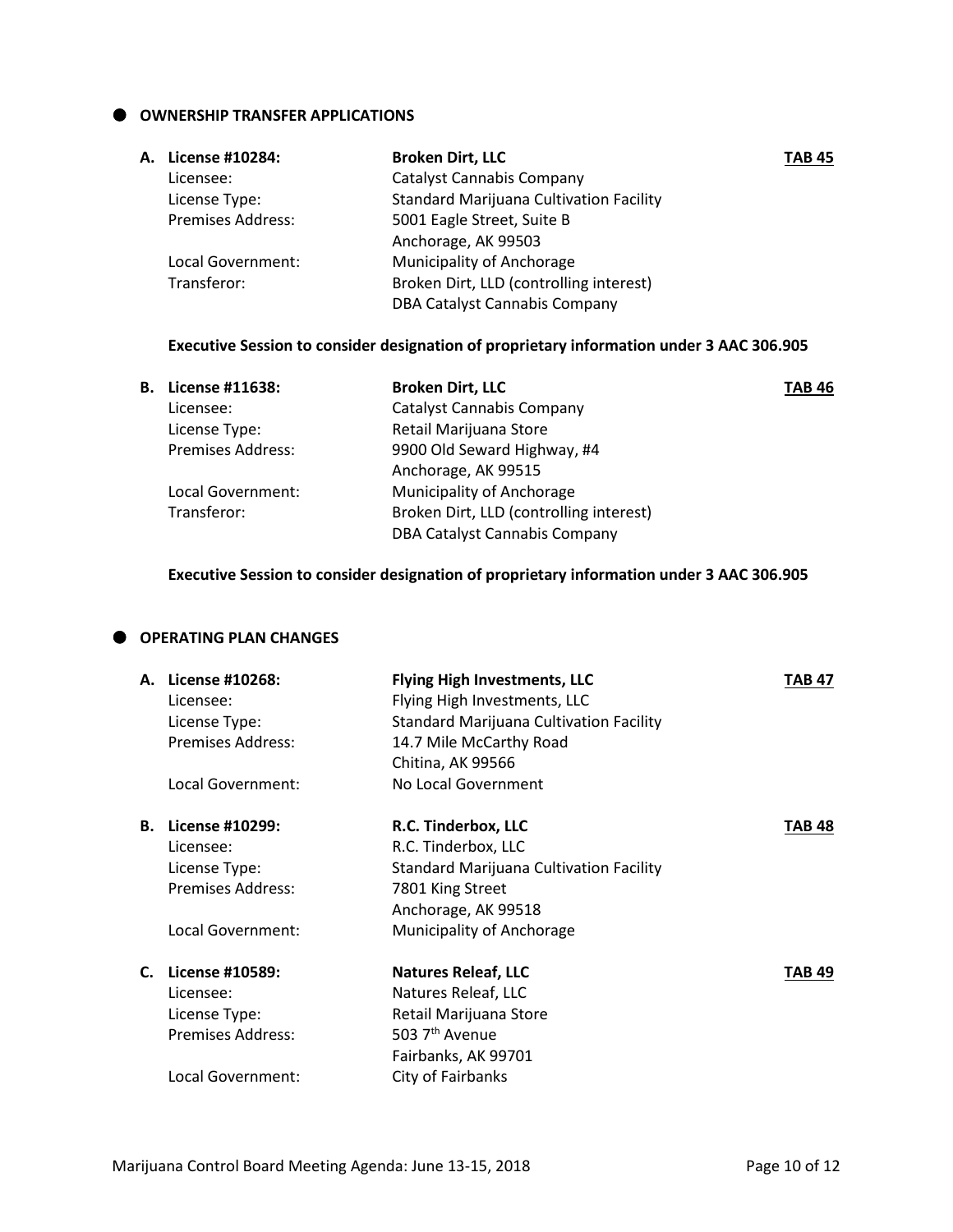## OWNERSHIP TRANSFER APPLICATIONS

**A. License #10284:** **Broken Dirt, LLC** **TAB 45**

Licensee: Catalyst Cannabis Company
License Type: Standard Marijuana Cultivation Facility
Premises Address: 5001 Eagle Street, Suite B
Anchorage, AK 99503
Local Government: Municipality of Anchorage
Transferor: Broken Dirt, LLD (controlling interest)
DBA Catalyst Cannabis Company

**Executive Session to consider designation of proprietary information under 3 AAC 306.905**

**B. License #11638:** **Broken Dirt, LLC** **TAB 46**

Licensee: Catalyst Cannabis Company
License Type: Retail Marijuana Store
Premises Address: 9900 Old Seward Highway, #4
Anchorage, AK 99515
Local Government: Municipality of Anchorage
Transferor: Broken Dirt, LLD (controlling interest)
DBA Catalyst Cannabis Company

**Executive Session to consider designation of proprietary information under 3 AAC 306.905**

## OPERATING PLAN CHANGES

**A. License #10268:** **Flying High Investments, LLC** **TAB 47**

Licensee: Flying High Investments, LLC
License Type: Standard Marijuana Cultivation Facility
Premises Address: 14.7 Mile McCarthy Road
Chitina, AK 99566
Local Government: No Local Government

**B. License #10299:** **R.C. Tinderbox, LLC** **TAB 48**

Licensee: R.C. Tinderbox, LLC
License Type: Standard Marijuana Cultivation Facility
Premises Address: 7801 King Street
Anchorage, AK 99518
Local Government: Municipality of Anchorage

**C. License #10589:** **Natures Releaf, LLC** **TAB 49**

Licensee: Natures Releaf, LLC
License Type: Retail Marijuana Store
Premises Address: 503 7th Avenue
Fairbanks, AK 99701
Local Government: City of Fairbanks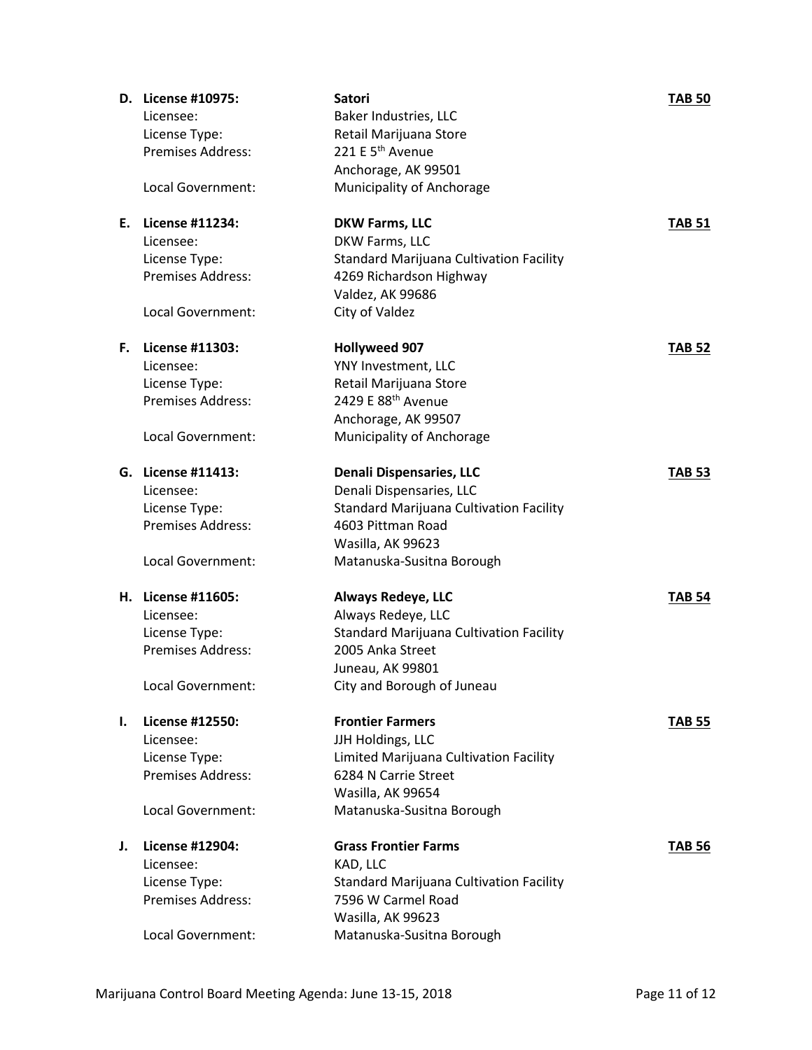D. **License #10975:** **Satori** **TAB 50**
Licensee: Baker Industries, LLC
License Type: Retail Marijuana Store
Premises Address: 221 E 5th Avenue
Anchorage, AK 99501
Local Government: Municipality of Anchorage

E. **License #11234:** **DKW Farms, LLC** **TAB 51**
Licensee: DKW Farms, LLC
License Type: Standard Marijuana Cultivation Facility
Premises Address: 4269 Richardson Highway
Valdez, AK 99686
Local Government: City of Valdez

F. **License #11303:** **Hollyweed 907** **TAB 52**
Licensee: YNY Investment, LLC
License Type: Retail Marijuana Store
Premises Address: 2429 E 88th Avenue
Anchorage, AK 99507
Local Government: Municipality of Anchorage

G. **License #11413:** **Denali Dispensaries, LLC** **TAB 53**
Licensee: Denali Dispensaries, LLC
License Type: Standard Marijuana Cultivation Facility
Premises Address: 4603 Pittman Road
Wasilla, AK 99623
Local Government: Matanuska-Susitna Borough

H. **License #11605:** **Always Redeye, LLC** **TAB 54**
Licensee: Always Redeye, LLC
License Type: Standard Marijuana Cultivation Facility
Premises Address: 2005 Anka Street
Juneau, AK 99801
Local Government: City and Borough of Juneau

I. **License #12550:** **Frontier Farmers** **TAB 55**
Licensee: JJH Holdings, LLC
License Type: Limited Marijuana Cultivation Facility
Premises Address: 6284 N Carrie Street
Wasilla, AK 99654
Local Government: Matanuska-Susitna Borough

J. **License #12904:** **Grass Frontier Farms** **TAB 56**
Licensee: KAD, LLC
License Type: Standard Marijuana Cultivation Facility
Premises Address: 7596 W Carmel Road
Wasilla, AK 99623
Local Government: Matanuska-Susitna Borough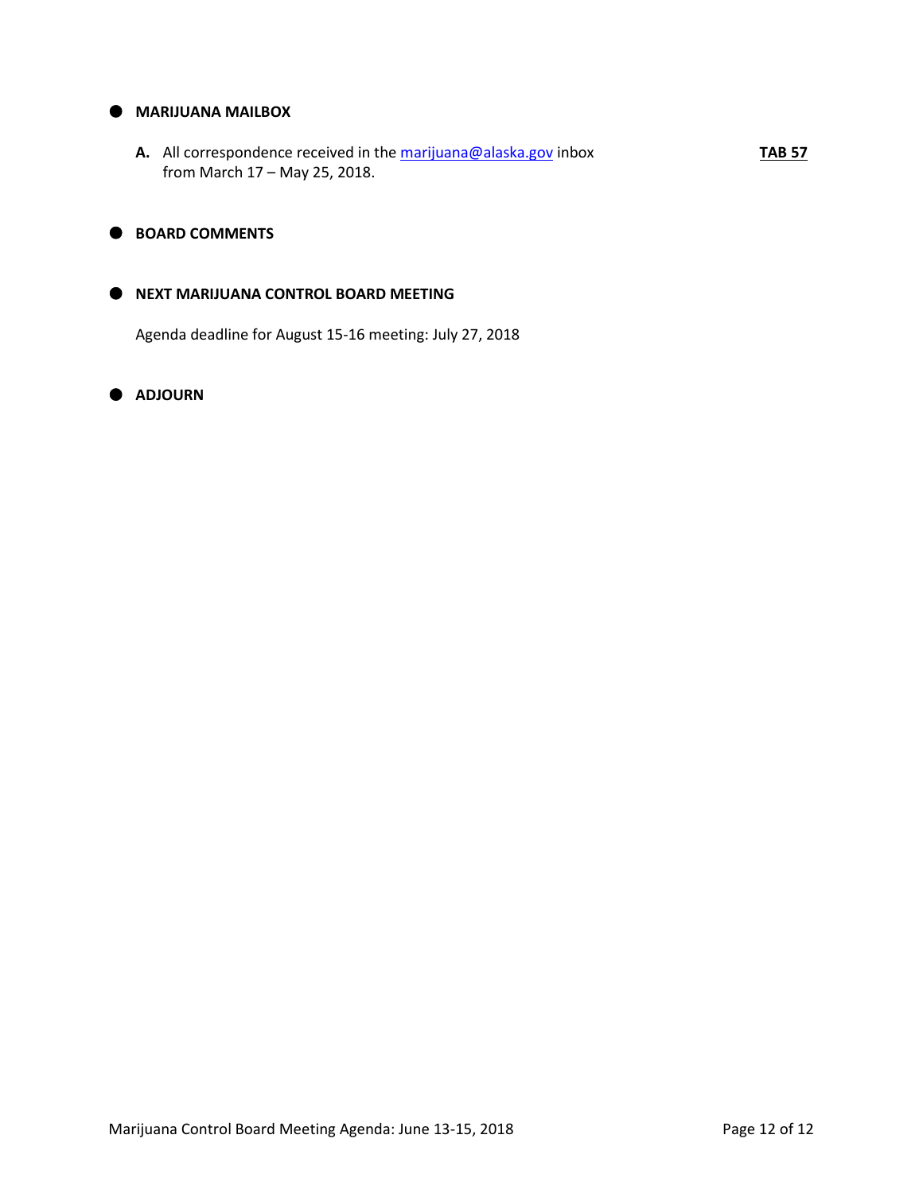- **MARIJUANA MAILBOX**

  **A.** All correspondence received in the marijuana@alaska.gov inbox from March 17 – May 25, 2018. **TAB 57**

- **BOARD COMMENTS**

- **NEXT MARIJUANA CONTROL BOARD MEETING**

  Agenda deadline for August 15-16 meeting: July 27, 2018

- **ADJOURN**